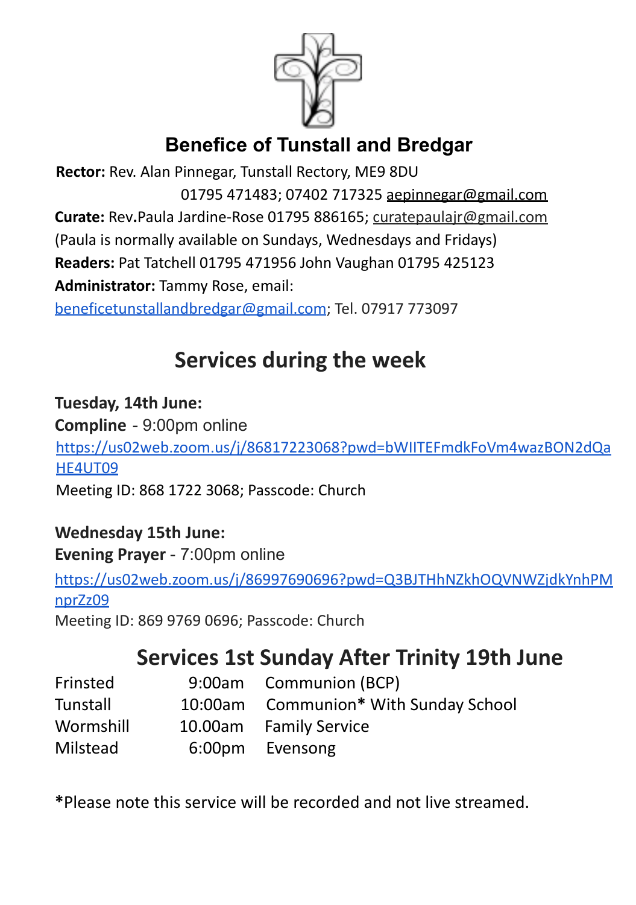# Benefice of Tunstall and Bredgar

**Rector:** Rev. Alan Pinnegar, Tunstall Rectory, ME9 8DU
01795 471483; 07402 717325 aepinnegar@gmail.com

**Curate:** Rev.Paula Jardine-Rose 01795 886165; curatepaulajr@gmail.com
(Paula is normally available on Sundays, Wednesdays and Fridays)

**Readers:** Pat Tatchell 01795 471956 John Vaughan 01795 425123

**Administrator:** Tammy Rose, email: beneficetunstallandbredgar@gmail.com; Tel. 07917 773097

## Services during the week

**Tuesday, 14th June:**

**Compline** - 9:00pm online

https://us02web.zoom.us/j/86817223068?pwd=bWIITEFmdkFoVm4wazBON2dQaHE4UT09

Meeting ID: 868 1722 3068; Passcode: Church

**Wednesday 15th June:**

**Evening Prayer** - 7:00pm online

https://us02web.zoom.us/j/86997690696?pwd=Q3BJTHhNZkhOQVNWZjdkYnhPMnprZz09

Meeting ID: 869 9769 0696; Passcode: Church

## Services 1st Sunday After Trinity 19th June

| | | |
|---|---|---|
| Frinsted | 9:00am | Communion (BCP) |
| Tunstall | 10:00am | Communion* With Sunday School |
| Wormshill | 10.00am | Family Service |
| Milstead | 6:00pm | Evensong |

***Please note this service will be recorded and not live streamed.**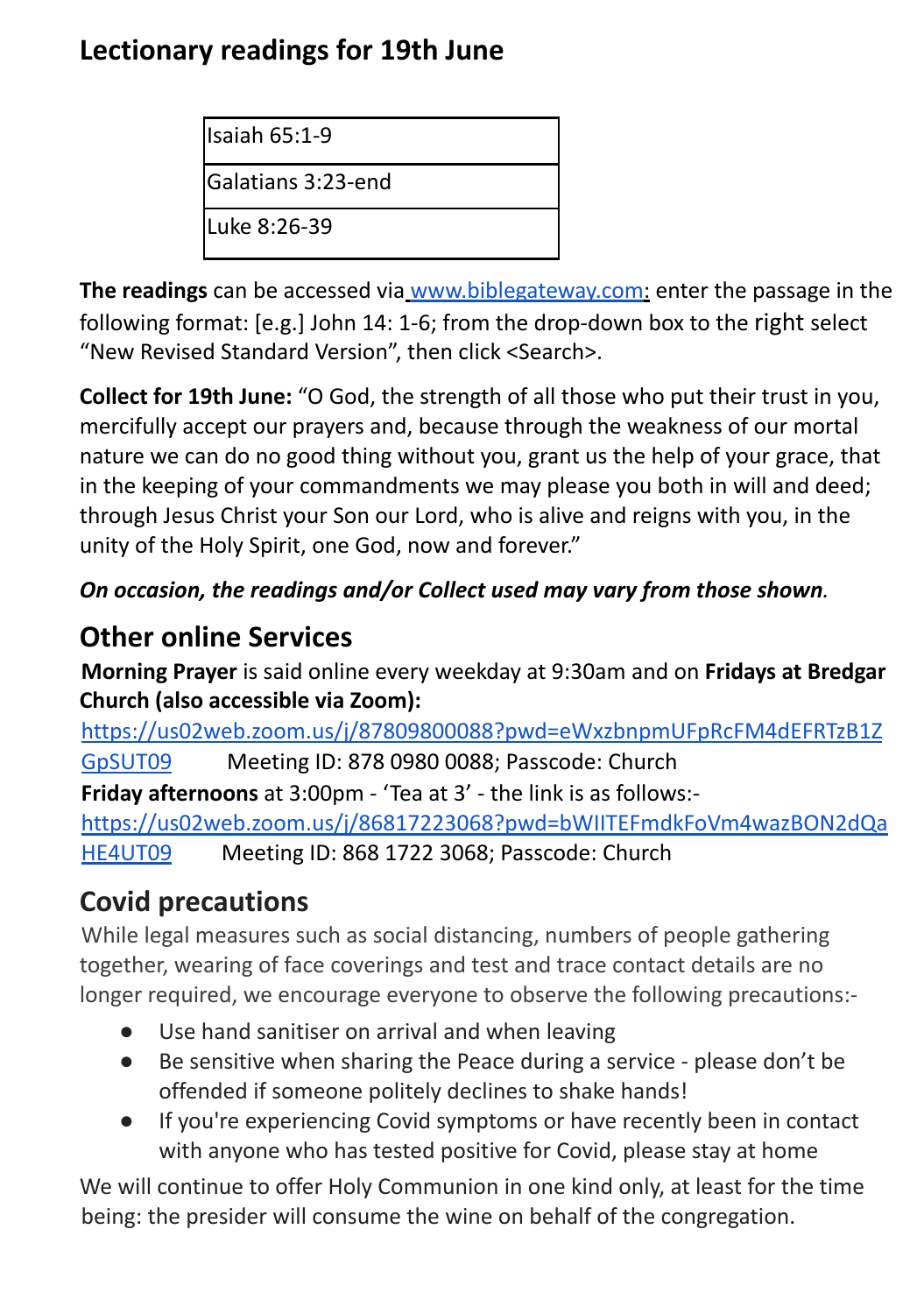## Lectionary readings for 19th June

| Isaiah 65:1-9 |
|---|
| Galatians 3:23-end |
| Luke 8:26-39 |

**The readings** can be accessed via www.biblegateway.com: enter the passage in the following format: [e.g.] John 14: 1-6; from the drop-down box to the right select "New Revised Standard Version", then click <Search>.

**Collect for 19th June:** "O God, the strength of all those who put their trust in you, mercifully accept our prayers and, because through the weakness of our mortal nature we can do no good thing without you, grant us the help of your grace, that in the keeping of your commandments we may please you both in will and deed; through Jesus Christ your Son our Lord, who is alive and reigns with you, in the unity of the Holy Spirit, one God, now and forever."

***On occasion, the readings and/or Collect used may vary from those shown.***

## Other online Services

**Morning Prayer** is said online every weekday at 9:30am and on **Fridays at Bredgar Church (also accessible via Zoom):**
https://us02web.zoom.us/j/87809800088?pwd=eWxzbnpmUFpRcFM4dEFRTzB1ZGpSUT09 Meeting ID: 878 0980 0088; Passcode: Church
**Friday afternoons** at 3:00pm - 'Tea at 3' - the link is as follows:-
https://us02web.zoom.us/j/86817223068?pwd=bWIITEFmdkFoVm4wazBON2dQaHE4UT09 Meeting ID: 868 1722 3068; Passcode: Church

## Covid precautions

While legal measures such as social distancing, numbers of people gathering together, wearing of face coverings and test and trace contact details are no longer required, we encourage everyone to observe the following precautions:-

- Use hand sanitiser on arrival and when leaving
- Be sensitive when sharing the Peace during a service - please don't be offended if someone politely declines to shake hands!
- If you're experiencing Covid symptoms or have recently been in contact with anyone who has tested positive for Covid, please stay at home

We will continue to offer Holy Communion in one kind only, at least for the time being: the presider will consume the wine on behalf of the congregation.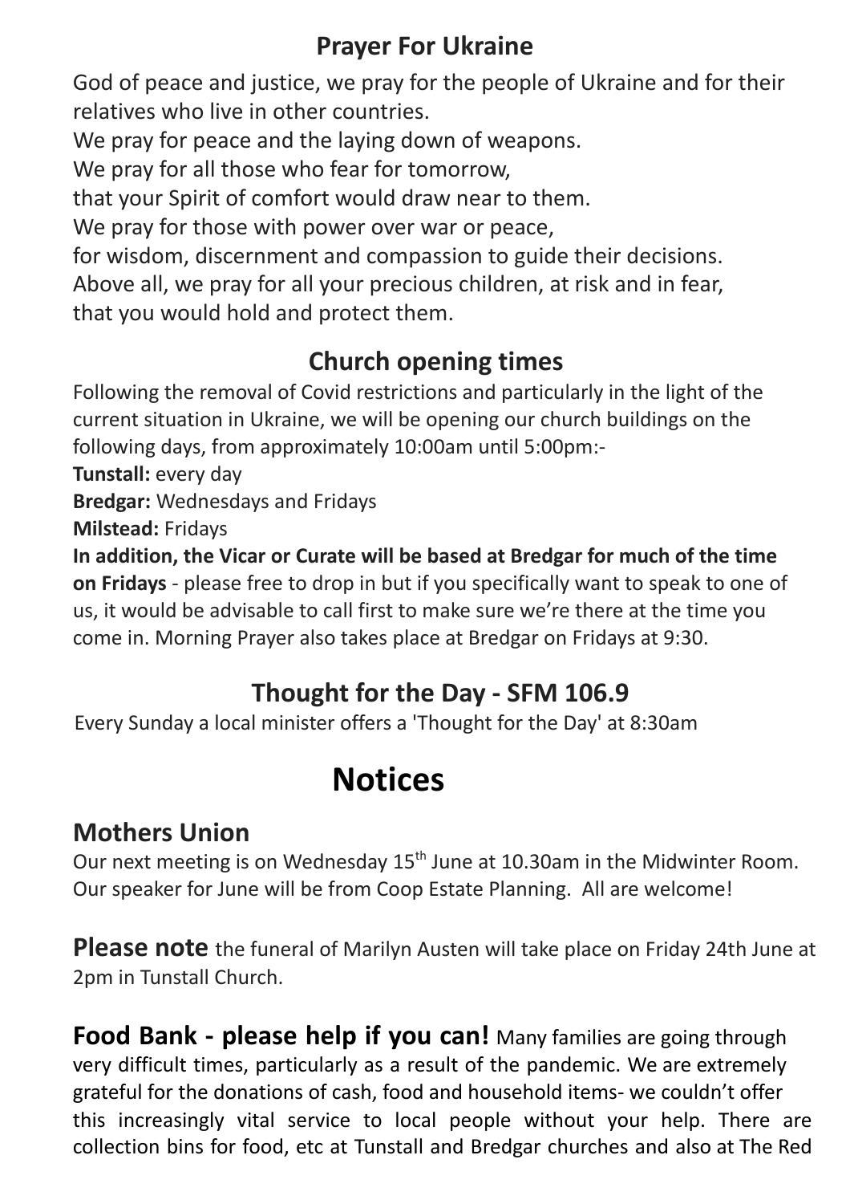## Prayer For Ukraine

God of peace and justice, we pray for the people of Ukraine and for their relatives who live in other countries.
We pray for peace and the laying down of weapons.
We pray for all those who fear for tomorrow,
that your Spirit of comfort would draw near to them.
We pray for those with power over war or peace,
for wisdom, discernment and compassion to guide their decisions.
Above all, we pray for all your precious children, at risk and in fear,
that you would hold and protect them.

## Church opening times

Following the removal of Covid restrictions and particularly in the light of the current situation in Ukraine, we will be opening our church buildings on the following days, from approximately 10:00am until 5:00pm:-

**Tunstall:** every day
**Bredgar:** Wednesdays and Fridays
**Milstead:** Fridays

**In addition, the Vicar or Curate will be based at Bredgar for much of the time on Fridays** - please free to drop in but if you specifically want to speak to one of us, it would be advisable to call first to make sure we're there at the time you come in. Morning Prayer also takes place at Bredgar on Fridays at 9:30.

## Thought for the Day - SFM 106.9

Every Sunday a local minister offers a 'Thought for the Day' at 8:30am

# Notices

## Mothers Union

Our next meeting is on Wednesday 15th June at 10.30am in the Midwinter Room. Our speaker for June will be from Coop Estate Planning. All are welcome!

**Please note** the funeral of Marilyn Austen will take place on Friday 24th June at 2pm in Tunstall Church.

**Food Bank - please help if you can!** Many families are going through very difficult times, particularly as a result of the pandemic. We are extremely grateful for the donations of cash, food and household items- we couldn't offer this increasingly vital service to local people without your help. There are collection bins for food, etc at Tunstall and Bredgar churches and also at The Red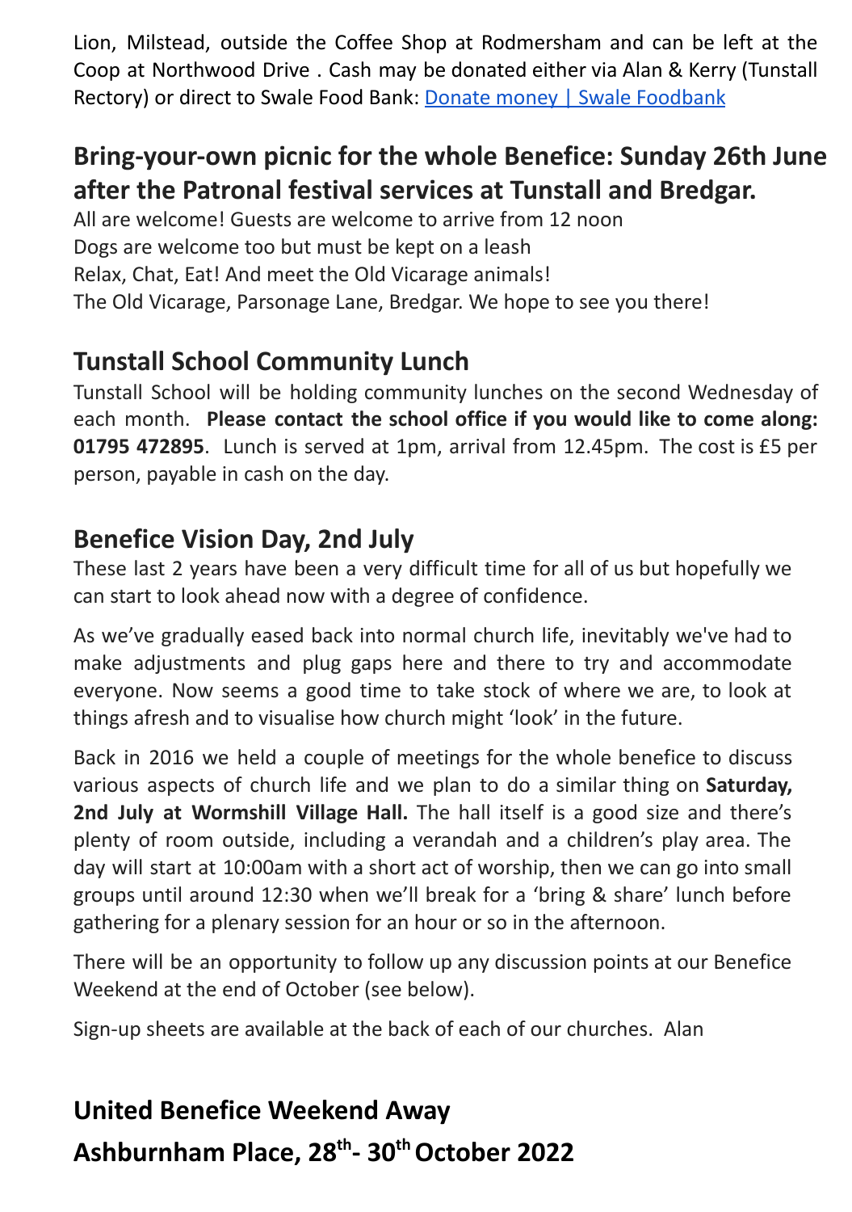Lion, Milstead, outside the Coffee Shop at Rodmersham and can be left at the Coop at Northwood Drive . Cash may be donated either via Alan & Kerry (Tunstall Rectory) or direct to Swale Food Bank: [Donate money | Swale Foodbank]

## Bring-your-own picnic for the whole Benefice: Sunday 26th June after the Patronal festival services at Tunstall and Bredgar.

All are welcome! Guests are welcome to arrive from 12 noon
Dogs are welcome too but must be kept on a leash
Relax, Chat, Eat! And meet the Old Vicarage animals!
The Old Vicarage, Parsonage Lane, Bredgar. We hope to see you there!

## Tunstall School Community Lunch

Tunstall School will be holding community lunches on the second Wednesday of each month. **Please contact the school office if you would like to come along: 01795 472895**. Lunch is served at 1pm, arrival from 12.45pm. The cost is £5 per person, payable in cash on the day.

## Benefice Vision Day, 2nd July

These last 2 years have been a very difficult time for all of us but hopefully we can start to look ahead now with a degree of confidence.

As we've gradually eased back into normal church life, inevitably we've had to make adjustments and plug gaps here and there to try and accommodate everyone. Now seems a good time to take stock of where we are, to look at things afresh and to visualise how church might 'look' in the future.

Back in 2016 we held a couple of meetings for the whole benefice to discuss various aspects of church life and we plan to do a similar thing on **Saturday, 2nd July at Wormshill Village Hall.** The hall itself is a good size and there's plenty of room outside, including a verandah and a children's play area. The day will start at 10:00am with a short act of worship, then we can go into small groups until around 12:30 when we'll break for a 'bring & share' lunch before gathering for a plenary session for an hour or so in the afternoon.

There will be an opportunity to follow up any discussion points at our Benefice Weekend at the end of October (see below).

Sign-up sheets are available at the back of each of our churches. Alan

## United Benefice Weekend Away

## Ashburnham Place, 28th- 30th October 2022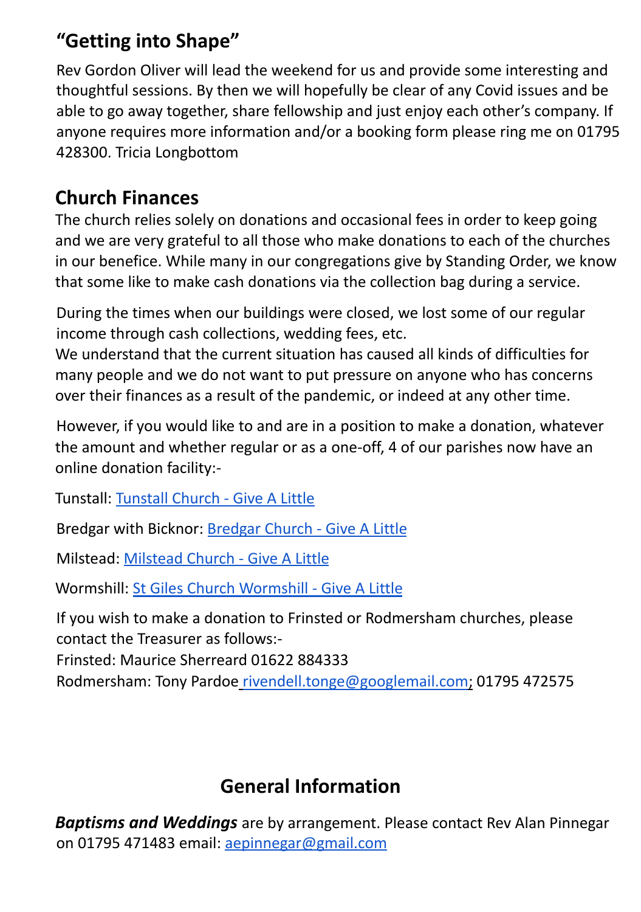## "Getting into Shape"

Rev Gordon Oliver will lead the weekend for us and provide some interesting and thoughtful sessions. By then we will hopefully be clear of any Covid issues and be able to go away together, share fellowship and just enjoy each other's company. If anyone requires more information and/or a booking form please ring me on 01795 428300. Tricia Longbottom

## Church Finances

The church relies solely on donations and occasional fees in order to keep going and we are very grateful to all those who make donations to each of the churches in our benefice. While many in our congregations give by Standing Order, we know that some like to make cash donations via the collection bag during a service.

During the times when our buildings were closed, we lost some of our regular income through cash collections, wedding fees, etc.
We understand that the current situation has caused all kinds of difficulties for many people and we do not want to put pressure on anyone who has concerns over their finances as a result of the pandemic, or indeed at any other time.

However, if you would like to and are in a position to make a donation, whatever the amount and whether regular or as a one-off, 4 of our parishes now have an online donation facility:-

Tunstall: Tunstall Church - Give A Little

Bredgar with Bicknor: Bredgar Church - Give A Little

Milstead: Milstead Church - Give A Little

Wormshill: St Giles Church Wormshill - Give A Little

If you wish to make a donation to Frinsted or Rodmersham churches, please contact the Treasurer as follows:-
Frinsted: Maurice Sherreard 01622 884333
Rodmersham: Tony Pardoe rivendell.tonge@googlemail.com; 01795 472575

## General Information

***Baptisms and Weddings*** are by arrangement. Please contact Rev Alan Pinnegar on 01795 471483 email: aepinnegar@gmail.com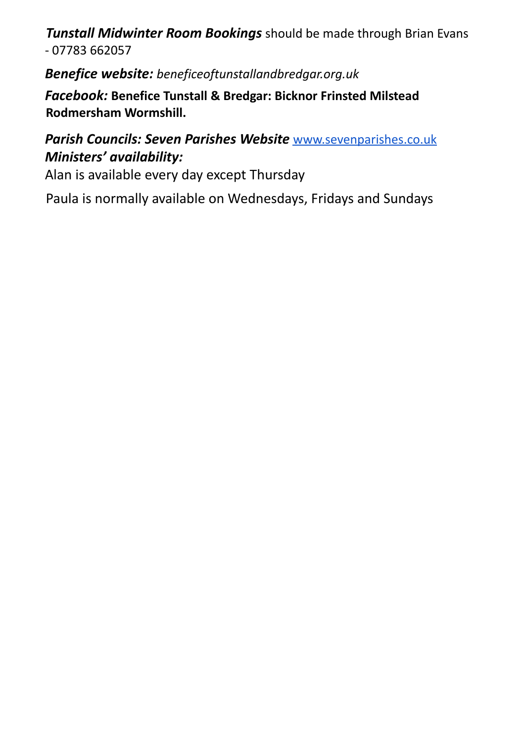***Tunstall Midwinter Room Bookings*** should be made through Brian Evans - 07783 662057

***Benefice website:*** *beneficeoftunstallandbredgar.org.uk*

***Facebook:*** **Benefice Tunstall & Bredgar: Bicknor Frinsted Milstead Rodmersham Wormshill.**

***Parish Councils: Seven Parishes Website*** [www.sevenparishes.co.uk](http://www.sevenparishes.co.uk)

***Ministers' availability:***

Alan is available every day except Thursday

Paula is normally available on Wednesdays, Fridays and Sundays